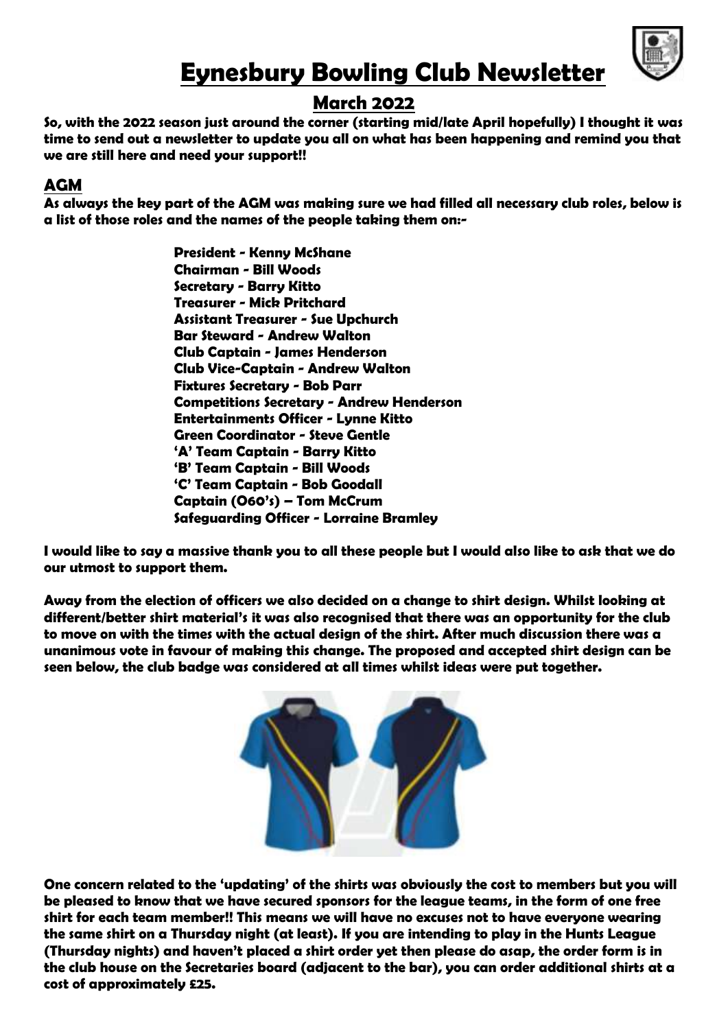# Eynesbury Bowling Club Newsletter

## March 2022

**So, with the 2022 season just around the corner (starting mid/late April hopefully) I thought it was time to send out a newsletter to update you all on what has been happening and remind you that we are still here and need your support!!**

## AGM

**As always the key part of the AGM was making sure we had filled all necessary club roles, below is a list of those roles and the names of the people taking them on:-**

**President - Kenny McShane**
**Chairman - Bill Woods**
**Secretary - Barry Kitto**
**Treasurer - Mick Pritchard**
**Assistant Treasurer - Sue Upchurch**
**Bar Steward - Andrew Walton**
**Club Captain - James Henderson**
**Club Vice-Captain - Andrew Walton**
**Fixtures Secretary - Bob Parr**
**Competitions Secretary - Andrew Henderson**
**Entertainments Officer - Lynne Kitto**
**Green Coordinator - Steve Gentle**
**'A' Team Captain - Barry Kitto**
**'B' Team Captain - Bill Woods**
**'C' Team Captain - Bob Goodall**
**Captain (O60's) – Tom McCrum**
**Safeguarding Officer - Lorraine Bramley**

**I would like to say a massive thank you to all these people but I would also like to ask that we do our utmost to support them.**

**Away from the election of officers we also decided on a change to shirt design. Whilst looking at different/better shirt material's it was also recognised that there was an opportunity for the club to move on with the times with the actual design of the shirt. After much discussion there was a unanimous vote in favour of making this change. The proposed and accepted shirt design can be seen below, the club badge was considered at all times whilst ideas were put together.**

**One concern related to the 'updating' of the shirts was obviously the cost to members but you will be pleased to know that we have secured sponsors for the league teams, in the form of one free shirt for each team member!! This means we will have no excuses not to have everyone wearing the same shirt on a Thursday night (at least). If you are intending to play in the Hunts League (Thursday nights) and haven't placed a shirt order yet then please do asap, the order form is in the club house on the Secretaries board (adjacent to the bar), you can order additional shirts at a cost of approximately £25.**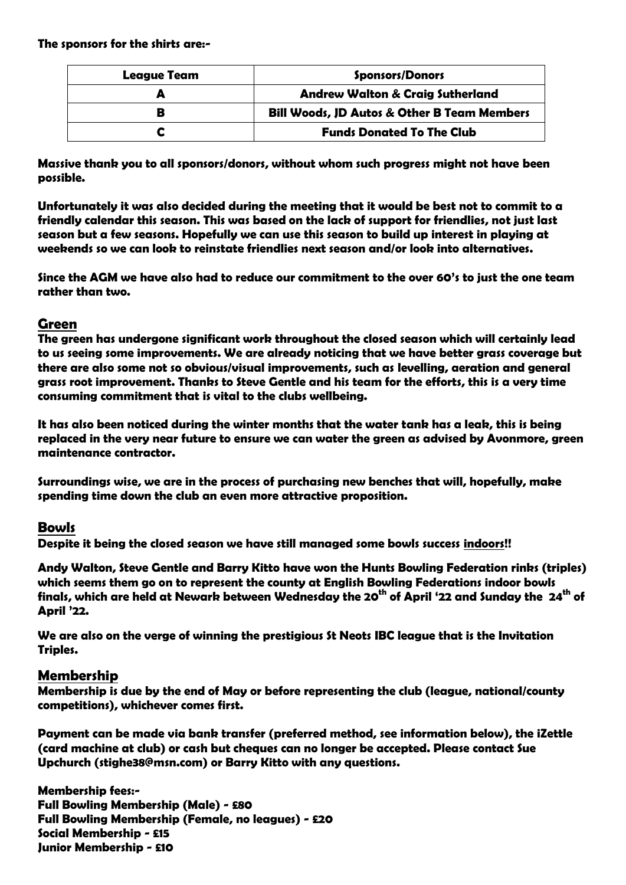**The sponsors for the shirts are:-**

| League Team | Sponsors/Donors |
|---|---|
| A | Andrew Walton & Craig Sutherland |
| B | Bill Woods, JD Autos & Other B Team Members |
| C | Funds Donated To The Club |

**Massive thank you to all sponsors/donors, without whom such progress might not have been possible.**

**Unfortunately it was also decided during the meeting that it would be best not to commit to a friendly calendar this season. This was based on the lack of support for friendlies, not just last season but a few seasons. Hopefully we can use this season to build up interest in playing at weekends so we can look to reinstate friendlies next season and/or look into alternatives.**

**Since the AGM we have also had to reduce our commitment to the over 60's to just the one team rather than two.**

## Green

**The green has undergone significant work throughout the closed season which will certainly lead to us seeing some improvements. We are already noticing that we have better grass coverage but there are also some not so obvious/visual improvements, such as levelling, aeration and general grass root improvement. Thanks to Steve Gentle and his team for the efforts, this is a very time consuming commitment that is vital to the clubs wellbeing.**

**It has also been noticed during the winter months that the water tank has a leak, this is being replaced in the very near future to ensure we can water the green as advised by Avonmore, green maintenance contractor.**

**Surroundings wise, we are in the process of purchasing new benches that will, hopefully, make spending time down the club an even more attractive proposition.**

## Bowls

**Despite it being the closed season we have still managed some bowls success indoors!!**

**Andy Walton, Steve Gentle and Barry Kitto have won the Hunts Bowling Federation rinks (triples) which seems them go on to represent the county at English Bowling Federations indoor bowls finals, which are held at Newark between Wednesday the 20th of April '22 and Sunday the 24th of April '22.**

**We are also on the verge of winning the prestigious St Neots IBC league that is the Invitation Triples.**

## Membership

**Membership is due by the end of May or before representing the club (league, national/county competitions), whichever comes first.**

**Payment can be made via bank transfer (preferred method, see information below), the iZettle (card machine at club) or cash but cheques can no longer be accepted. Please contact Sue Upchurch (stighe38@msn.com) or Barry Kitto with any questions.**

**Membership fees:-**
**Full Bowling Membership (Male) - £80**
**Full Bowling Membership (Female, no leagues) - £20**
**Social Membership - £15**
**Junior Membership - £10**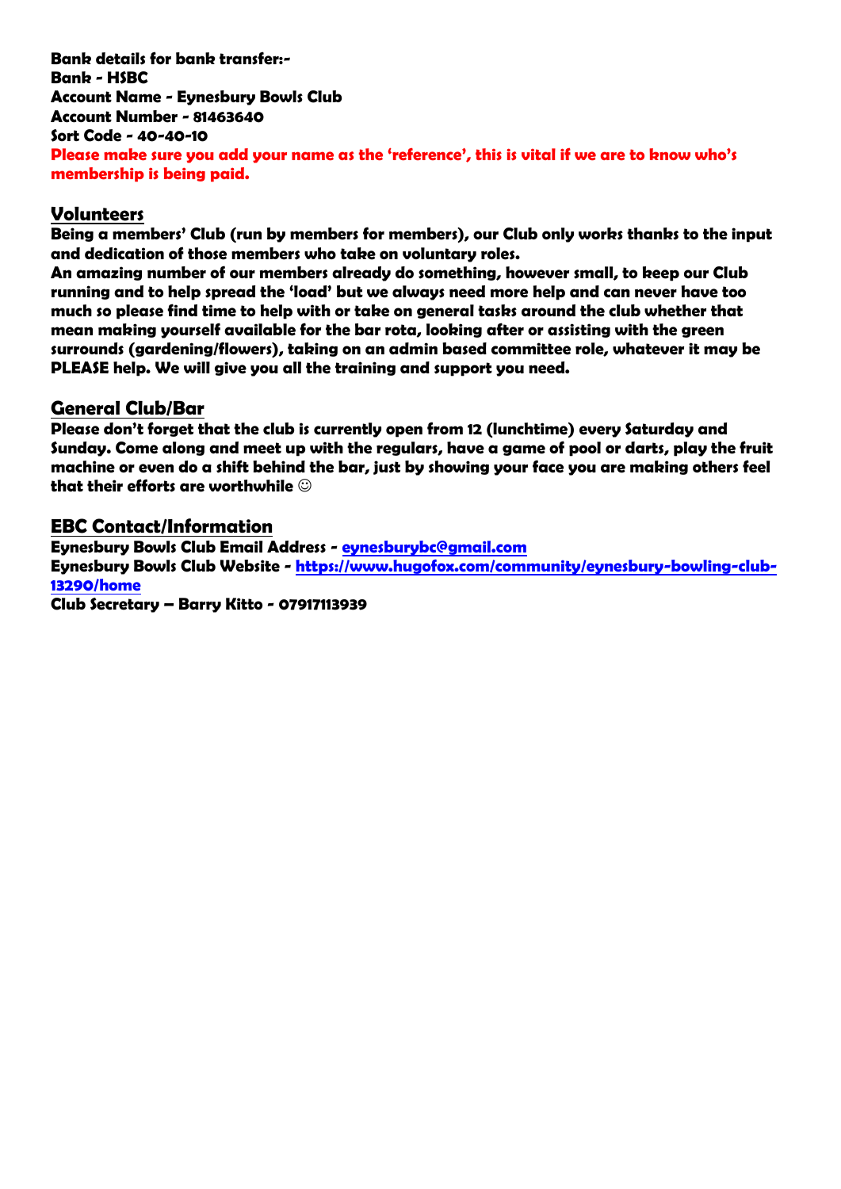**Bank details for bank transfer:-**
**Bank - HSBC**
**Account Name - Eynesbury Bowls Club**
**Account Number - 81463640**
**Sort Code - 40-40-10**
**Please make sure you add your name as the 'reference', this is vital if we are to know who's membership is being paid.**

## Volunteers

**Being a members' Club (run by members for members), our Club only works thanks to the input and dedication of those members who take on voluntary roles.**
**An amazing number of our members already do something, however small, to keep our Club running and to help spread the 'load' but we always need more help and can never have too much so please find time to help with or take on general tasks around the club whether that mean making yourself available for the bar rota, looking after or assisting with the green surrounds (gardening/flowers), taking on an admin based committee role, whatever it may be PLEASE help. We will give you all the training and support you need.**

## General Club/Bar

**Please don't forget that the club is currently open from 12 (lunchtime) every Saturday and Sunday. Come along and meet up with the regulars, have a game of pool or darts, play the fruit machine or even do a shift behind the bar, just by showing your face you are making others feel that their efforts are worthwhile ☺**

## EBC Contact/Information

**Eynesbury Bowls Club Email Address - [eynesburybc@gmail.com](mailto:eynesburybc@gmail.com)**
**Eynesbury Bowls Club Website - [https://www.hugofox.com/community/eynesbury-bowling-club-13290/home](https://www.hugofox.com/community/eynesbury-bowling-club-13290/home)**
**Club Secretary – Barry Kitto - 07917113939**